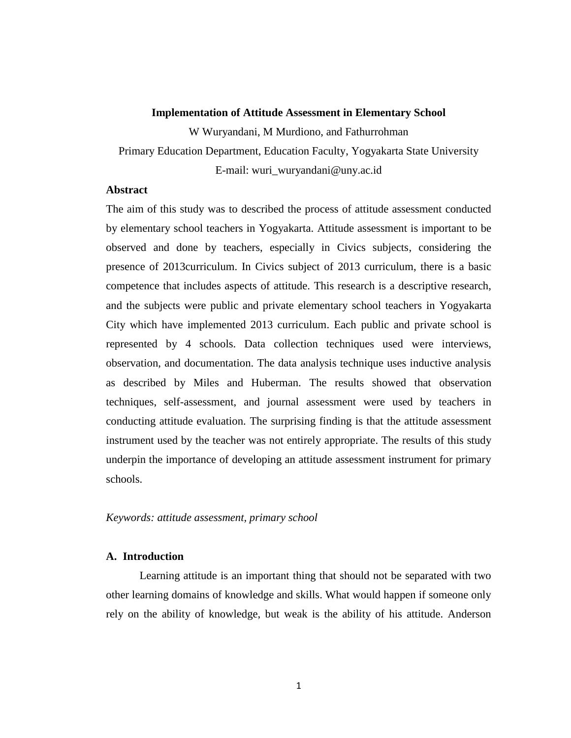# Implementation of Attitude Assessment in Elementary School

W Wuryandani, M Murdiono, and Fathurrohman

Primary Education Department, Education Faculty, Yogyakarta State University

E-mail: wuri_wuryandani@uny.ac.id

## Abstract

The aim of this study was to described the process of attitude assessment conducted by elementary school teachers in Yogyakarta. Attitude assessment is important to be observed and done by teachers, especially in Civics subjects, considering the presence of 2013curriculum. In Civics subject of 2013 curriculum, there is a basic competence that includes aspects of attitude. This research is a descriptive research, and the subjects were public and private elementary school teachers in Yogyakarta City which have implemented 2013 curriculum. Each public and private school is represented by 4 schools. Data collection techniques used were interviews, observation, and documentation. The data analysis technique uses inductive analysis as described by Miles and Huberman. The results showed that observation techniques, self-assessment, and journal assessment were used by teachers in conducting attitude evaluation. The surprising finding is that the attitude assessment instrument used by the teacher was not entirely appropriate. The results of this study underpin the importance of developing an attitude assessment instrument for primary schools.

*Keywords: attitude assessment, primary school*

## A. Introduction

Learning attitude is an important thing that should not be separated with two other learning domains of knowledge and skills. What would happen if someone only rely on the ability of knowledge, but weak is the ability of his attitude. Anderson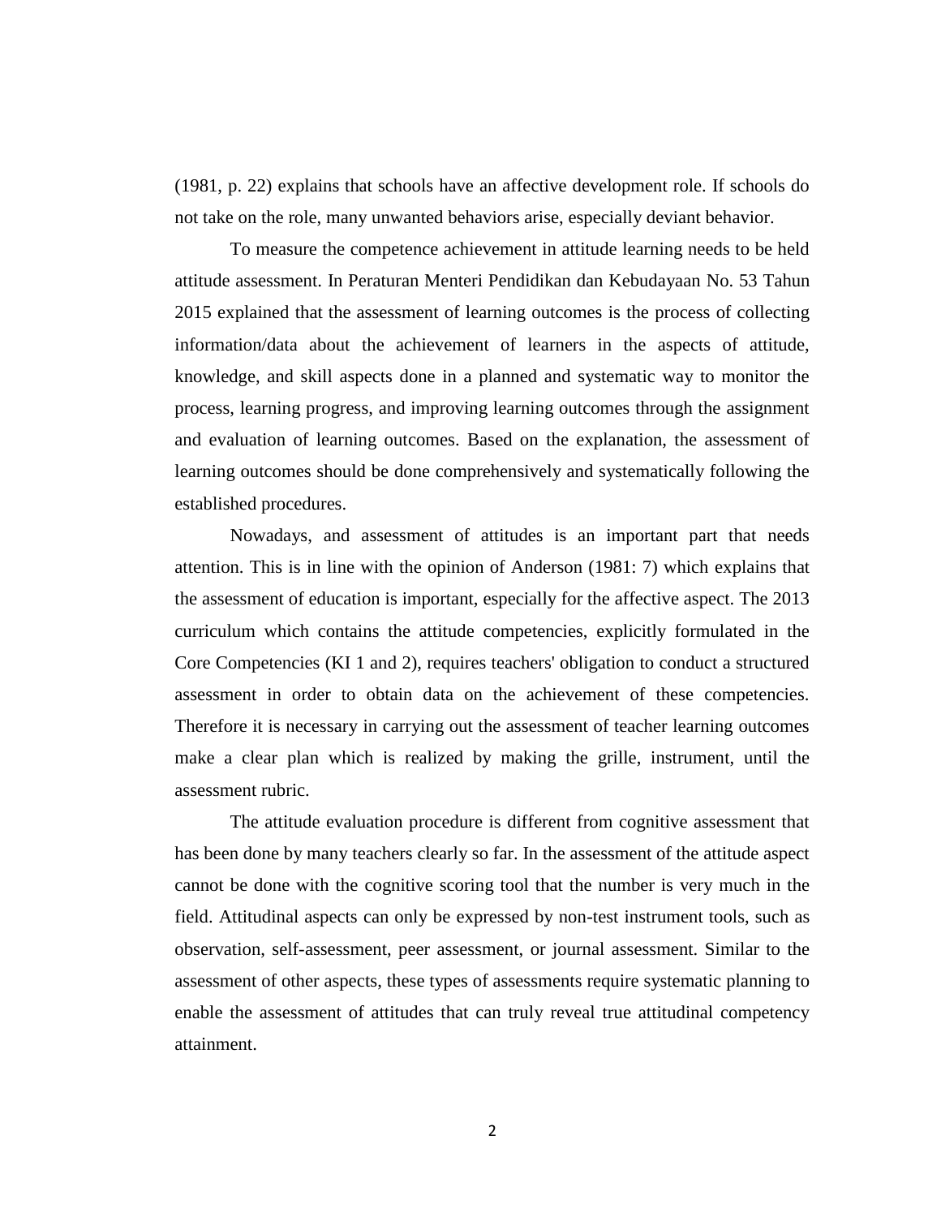(1981, p. 22) explains that schools have an affective development role. If schools do not take on the role, many unwanted behaviors arise, especially deviant behavior.

To measure the competence achievement in attitude learning needs to be held attitude assessment. In Peraturan Menteri Pendidikan dan Kebudayaan No. 53 Tahun 2015 explained that the assessment of learning outcomes is the process of collecting information/data about the achievement of learners in the aspects of attitude, knowledge, and skill aspects done in a planned and systematic way to monitor the process, learning progress, and improving learning outcomes through the assignment and evaluation of learning outcomes. Based on the explanation, the assessment of learning outcomes should be done comprehensively and systematically following the established procedures.

Nowadays, and assessment of attitudes is an important part that needs attention. This is in line with the opinion of Anderson (1981: 7) which explains that the assessment of education is important, especially for the affective aspect. The 2013 curriculum which contains the attitude competencies, explicitly formulated in the Core Competencies (KI 1 and 2), requires teachers' obligation to conduct a structured assessment in order to obtain data on the achievement of these competencies. Therefore it is necessary in carrying out the assessment of teacher learning outcomes make a clear plan which is realized by making the grille, instrument, until the assessment rubric.

The attitude evaluation procedure is different from cognitive assessment that has been done by many teachers clearly so far. In the assessment of the attitude aspect cannot be done with the cognitive scoring tool that the number is very much in the field. Attitudinal aspects can only be expressed by non-test instrument tools, such as observation, self-assessment, peer assessment, or journal assessment. Similar to the assessment of other aspects, these types of assessments require systematic planning to enable the assessment of attitudes that can truly reveal true attitudinal competency attainment.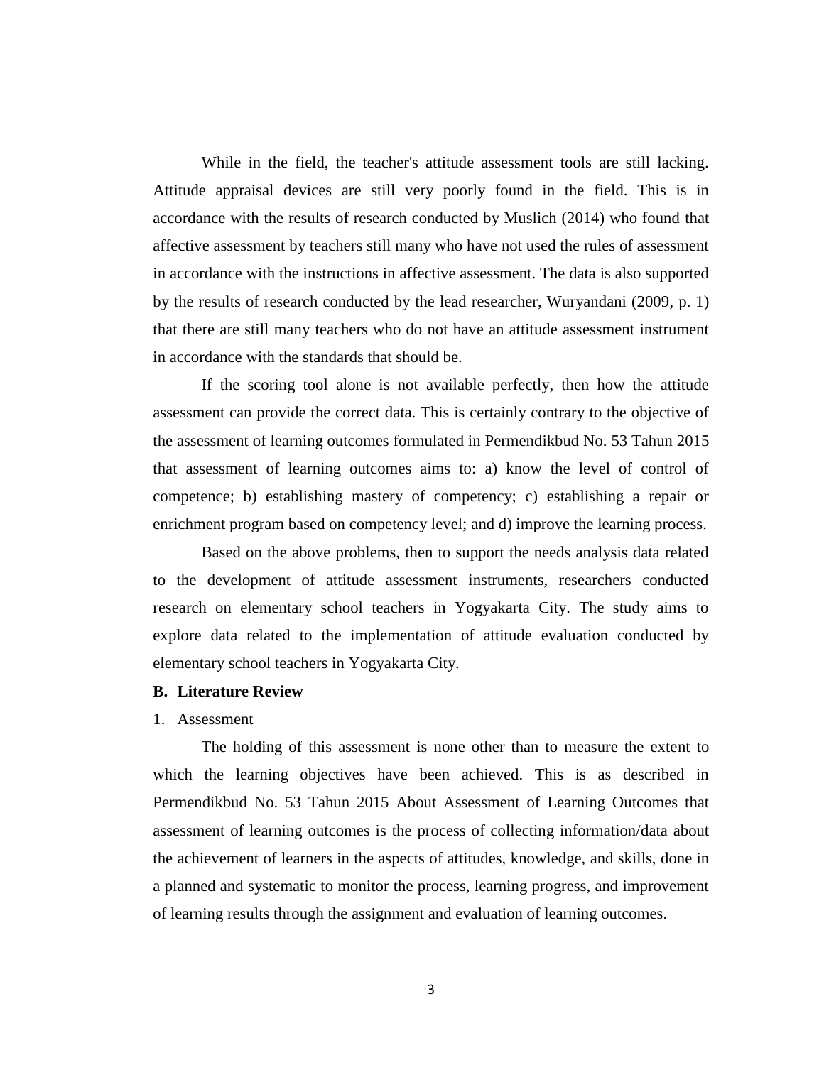While in the field, the teacher's attitude assessment tools are still lacking. Attitude appraisal devices are still very poorly found in the field. This is in accordance with the results of research conducted by Muslich (2014) who found that affective assessment by teachers still many who have not used the rules of assessment in accordance with the instructions in affective assessment. The data is also supported by the results of research conducted by the lead researcher, Wuryandani (2009, p. 1) that there are still many teachers who do not have an attitude assessment instrument in accordance with the standards that should be.

If the scoring tool alone is not available perfectly, then how the attitude assessment can provide the correct data. This is certainly contrary to the objective of the assessment of learning outcomes formulated in Permendikbud No. 53 Tahun 2015 that assessment of learning outcomes aims to: a) know the level of control of competence; b) establishing mastery of competency; c) establishing a repair or enrichment program based on competency level; and d) improve the learning process.

Based on the above problems, then to support the needs analysis data related to the development of attitude assessment instruments, researchers conducted research on elementary school teachers in Yogyakarta City. The study aims to explore data related to the implementation of attitude evaluation conducted by elementary school teachers in Yogyakarta City.

## B. Literature Review

1. Assessment

The holding of this assessment is none other than to measure the extent to which the learning objectives have been achieved. This is as described in Permendikbud No. 53 Tahun 2015 About Assessment of Learning Outcomes that assessment of learning outcomes is the process of collecting information/data about the achievement of learners in the aspects of attitudes, knowledge, and skills, done in a planned and systematic to monitor the process, learning progress, and improvement of learning results through the assignment and evaluation of learning outcomes.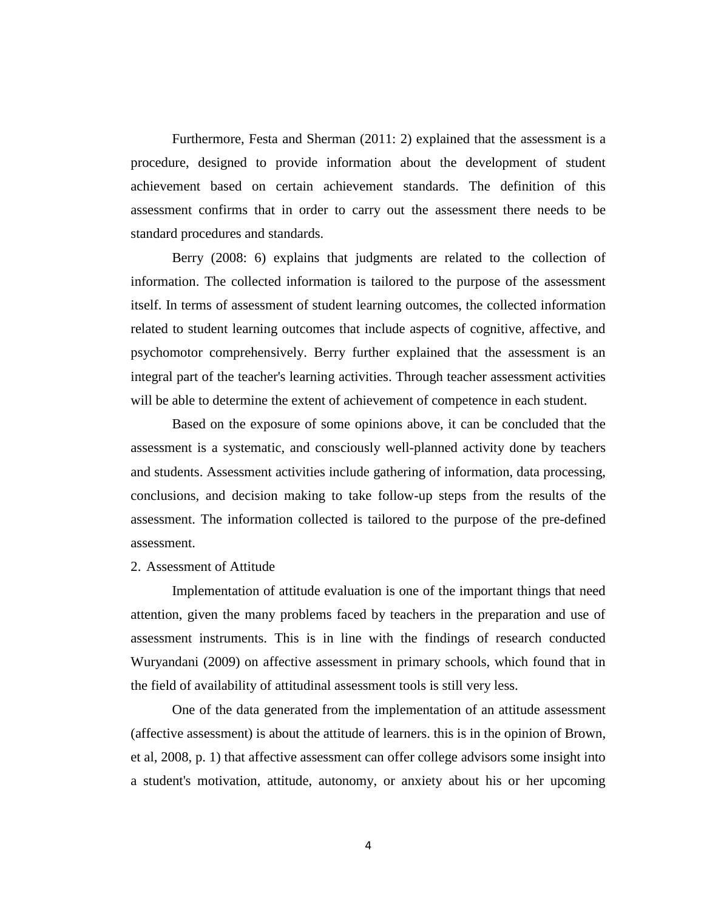Furthermore, Festa and Sherman (2011: 2) explained that the assessment is a procedure, designed to provide information about the development of student achievement based on certain achievement standards. The definition of this assessment confirms that in order to carry out the assessment there needs to be standard procedures and standards.

Berry (2008: 6) explains that judgments are related to the collection of information. The collected information is tailored to the purpose of the assessment itself. In terms of assessment of student learning outcomes, the collected information related to student learning outcomes that include aspects of cognitive, affective, and psychomotor comprehensively. Berry further explained that the assessment is an integral part of the teacher's learning activities. Through teacher assessment activities will be able to determine the extent of achievement of competence in each student.

Based on the exposure of some opinions above, it can be concluded that the assessment is a systematic, and consciously well-planned activity done by teachers and students. Assessment activities include gathering of information, data processing, conclusions, and decision making to take follow-up steps from the results of the assessment. The information collected is tailored to the purpose of the pre-defined assessment.

2. Assessment of Attitude

Implementation of attitude evaluation is one of the important things that need attention, given the many problems faced by teachers in the preparation and use of assessment instruments. This is in line with the findings of research conducted Wuryandani (2009) on affective assessment in primary schools, which found that in the field of availability of attitudinal assessment tools is still very less.

One of the data generated from the implementation of an attitude assessment (affective assessment) is about the attitude of learners. this is in the opinion of Brown, et al, 2008, p. 1) that affective assessment can offer college advisors some insight into a student's motivation, attitude, autonomy, or anxiety about his or her upcoming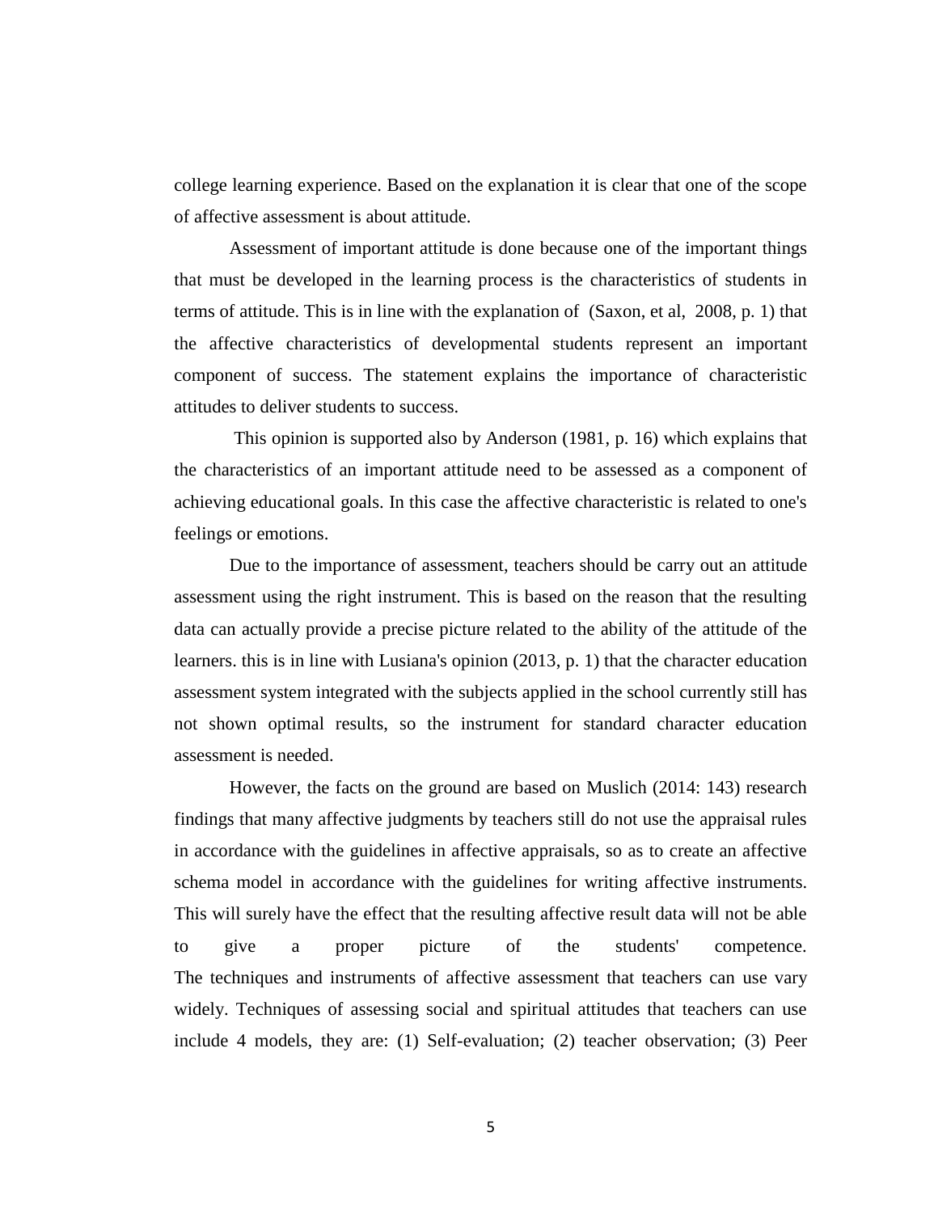college learning experience. Based on the explanation it is clear that one of the scope of affective assessment is about attitude.

Assessment of important attitude is done because one of the important things that must be developed in the learning process is the characteristics of students in terms of attitude. This is in line with the explanation of (Saxon, et al, 2008, p. 1) that the affective characteristics of developmental students represent an important component of success. The statement explains the importance of characteristic attitudes to deliver students to success.

This opinion is supported also by Anderson (1981, p. 16) which explains that the characteristics of an important attitude need to be assessed as a component of achieving educational goals. In this case the affective characteristic is related to one's feelings or emotions.

Due to the importance of assessment, teachers should be carry out an attitude assessment using the right instrument. This is based on the reason that the resulting data can actually provide a precise picture related to the ability of the attitude of the learners. this is in line with Lusiana's opinion (2013, p. 1) that the character education assessment system integrated with the subjects applied in the school currently still has not shown optimal results, so the instrument for standard character education assessment is needed.

However, the facts on the ground are based on Muslich (2014: 143) research findings that many affective judgments by teachers still do not use the appraisal rules in accordance with the guidelines in affective appraisals, so as to create an affective schema model in accordance with the guidelines for writing affective instruments. This will surely have the effect that the resulting affective result data will not be able to give a proper picture of the students' competence.
The techniques and instruments of affective assessment that teachers can use vary widely. Techniques of assessing social and spiritual attitudes that teachers can use include 4 models, they are: (1) Self-evaluation; (2) teacher observation; (3) Peer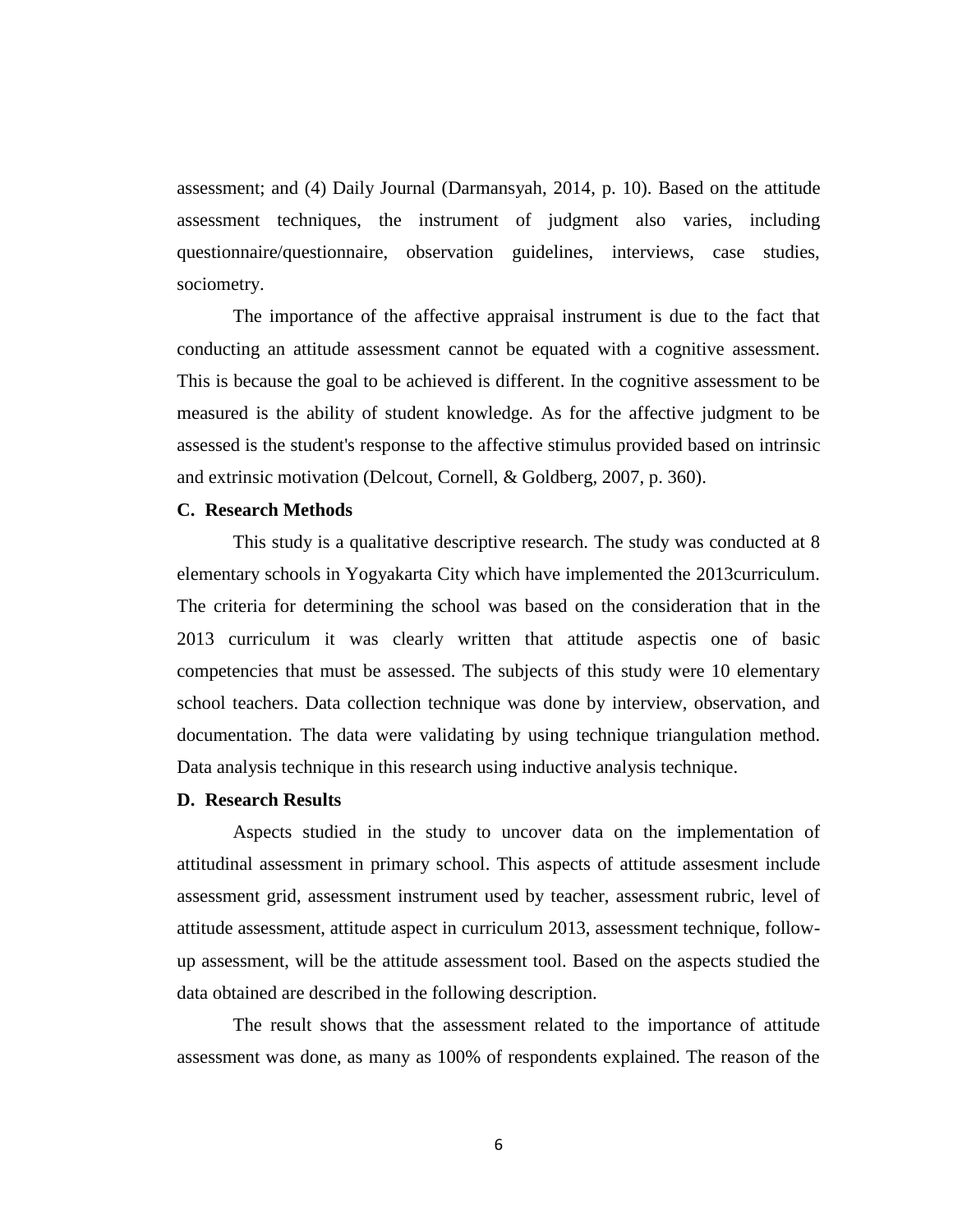assessment; and (4) Daily Journal (Darmansyah, 2014, p. 10). Based on the attitude assessment techniques, the instrument of judgment also varies, including questionnaire/questionnaire, observation guidelines, interviews, case studies, sociometry.

The importance of the affective appraisal instrument is due to the fact that conducting an attitude assessment cannot be equated with a cognitive assessment. This is because the goal to be achieved is different. In the cognitive assessment to be measured is the ability of student knowledge. As for the affective judgment to be assessed is the student's response to the affective stimulus provided based on intrinsic and extrinsic motivation (Delcout, Cornell, & Goldberg, 2007, p. 360).

## C. Research Methods

This study is a qualitative descriptive research. The study was conducted at 8 elementary schools in Yogyakarta City which have implemented the 2013curriculum. The criteria for determining the school was based on the consideration that in the 2013 curriculum it was clearly written that attitude aspectis one of basic competencies that must be assessed. The subjects of this study were 10 elementary school teachers. Data collection technique was done by interview, observation, and documentation. The data were validating by using technique triangulation method. Data analysis technique in this research using inductive analysis technique.

## D. Research Results

Aspects studied in the study to uncover data on the implementation of attitudinal assessment in primary school. This aspects of attitude assesment include assessment grid, assessment instrument used by teacher, assessment rubric, level of attitude assessment, attitude aspect in curriculum 2013, assessment technique, follow-up assessment, will be the attitude assessment tool. Based on the aspects studied the data obtained are described in the following description.

The result shows that the assessment related to the importance of attitude assessment was done, as many as 100% of respondents explained. The reason of the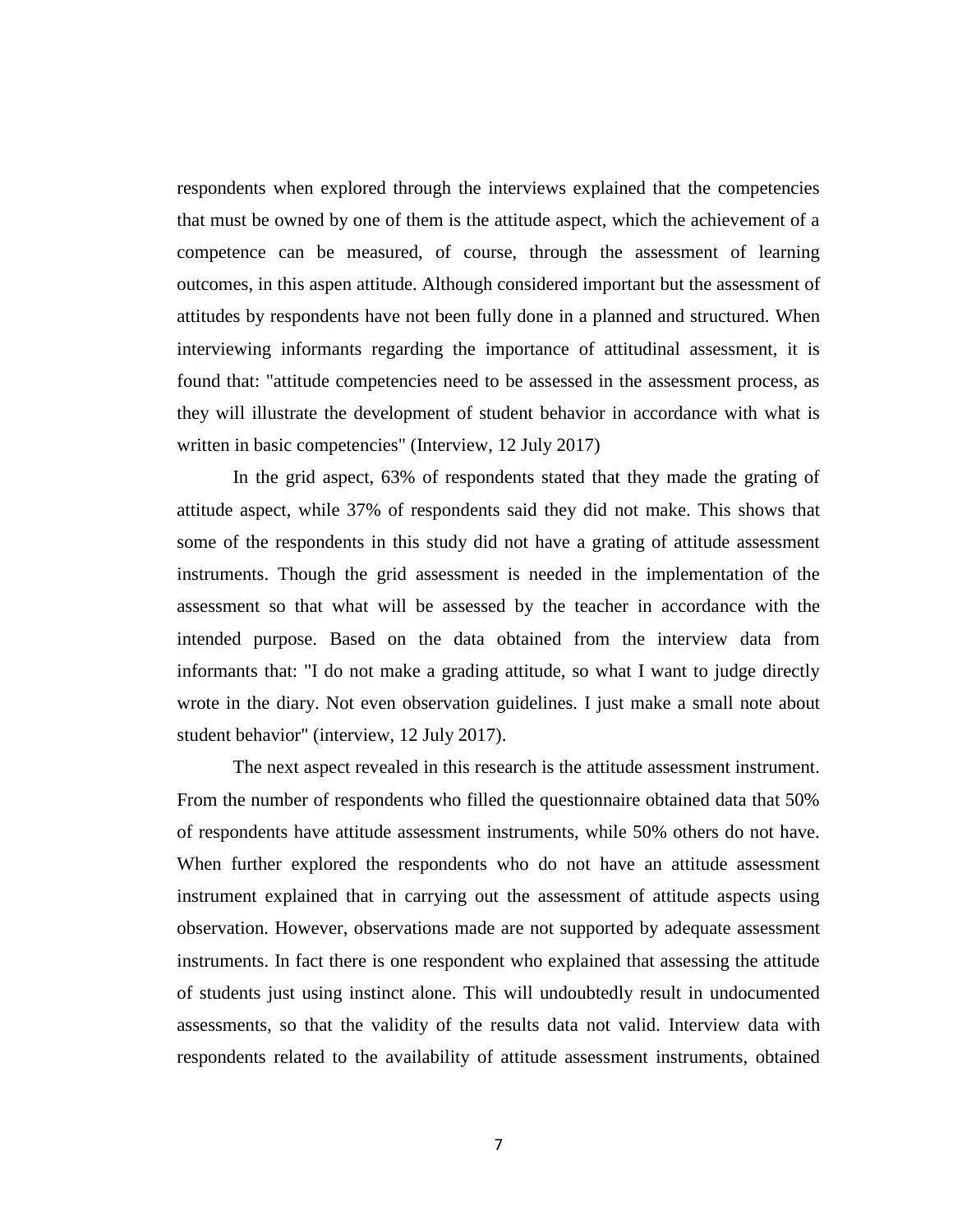respondents when explored through the interviews explained that the competencies that must be owned by one of them is the attitude aspect, which the achievement of a competence can be measured, of course, through the assessment of learning outcomes, in this aspen attitude. Although considered important but the assessment of attitudes by respondents have not been fully done in a planned and structured. When interviewing informants regarding the importance of attitudinal assessment, it is found that: "attitude competencies need to be assessed in the assessment process, as they will illustrate the development of student behavior in accordance with what is written in basic competencies" (Interview, 12 July 2017)

In the grid aspect, 63% of respondents stated that they made the grating of attitude aspect, while 37% of respondents said they did not make. This shows that some of the respondents in this study did not have a grating of attitude assessment instruments. Though the grid assessment is needed in the implementation of the assessment so that what will be assessed by the teacher in accordance with the intended purpose. Based on the data obtained from the interview data from informants that: "I do not make a grading attitude, so what I want to judge directly wrote in the diary. Not even observation guidelines. I just make a small note about student behavior" (interview, 12 July 2017).

The next aspect revealed in this research is the attitude assessment instrument. From the number of respondents who filled the questionnaire obtained data that 50% of respondents have attitude assessment instruments, while 50% others do not have. When further explored the respondents who do not have an attitude assessment instrument explained that in carrying out the assessment of attitude aspects using observation. However, observations made are not supported by adequate assessment instruments. In fact there is one respondent who explained that assessing the attitude of students just using instinct alone. This will undoubtedly result in undocumented assessments, so that the validity of the results data not valid. Interview data with respondents related to the availability of attitude assessment instruments, obtained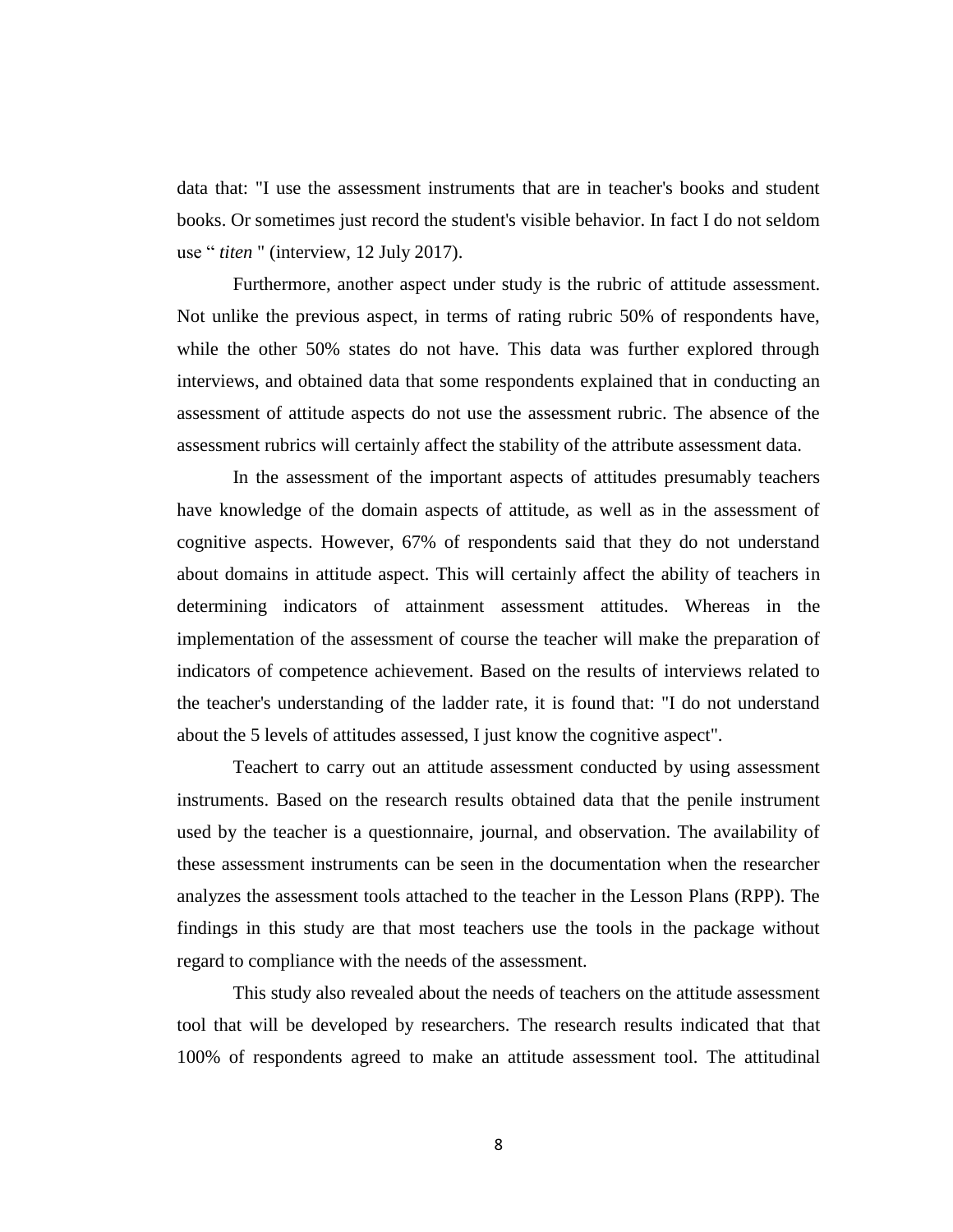data that: "I use the assessment instruments that are in teacher's books and student books. Or sometimes just record the student's visible behavior. In fact I do not seldom use " *titen* " (interview, 12 July 2017).

Furthermore, another aspect under study is the rubric of attitude assessment. Not unlike the previous aspect, in terms of rating rubric 50% of respondents have, while the other 50% states do not have. This data was further explored through interviews, and obtained data that some respondents explained that in conducting an assessment of attitude aspects do not use the assessment rubric. The absence of the assessment rubrics will certainly affect the stability of the attribute assessment data.

In the assessment of the important aspects of attitudes presumably teachers have knowledge of the domain aspects of attitude, as well as in the assessment of cognitive aspects. However, 67% of respondents said that they do not understand about domains in attitude aspect. This will certainly affect the ability of teachers in determining indicators of attainment assessment attitudes. Whereas in the implementation of the assessment of course the teacher will make the preparation of indicators of competence achievement. Based on the results of interviews related to the teacher's understanding of the ladder rate, it is found that: "I do not understand about the 5 levels of attitudes assessed, I just know the cognitive aspect".

Teachert to carry out an attitude assessment conducted by using assessment instruments. Based on the research results obtained data that the penile instrument used by the teacher is a questionnaire, journal, and observation. The availability of these assessment instruments can be seen in the documentation when the researcher analyzes the assessment tools attached to the teacher in the Lesson Plans (RPP). The findings in this study are that most teachers use the tools in the package without regard to compliance with the needs of the assessment.

This study also revealed about the needs of teachers on the attitude assessment tool that will be developed by researchers. The research results indicated that that 100% of respondents agreed to make an attitude assessment tool. The attitudinal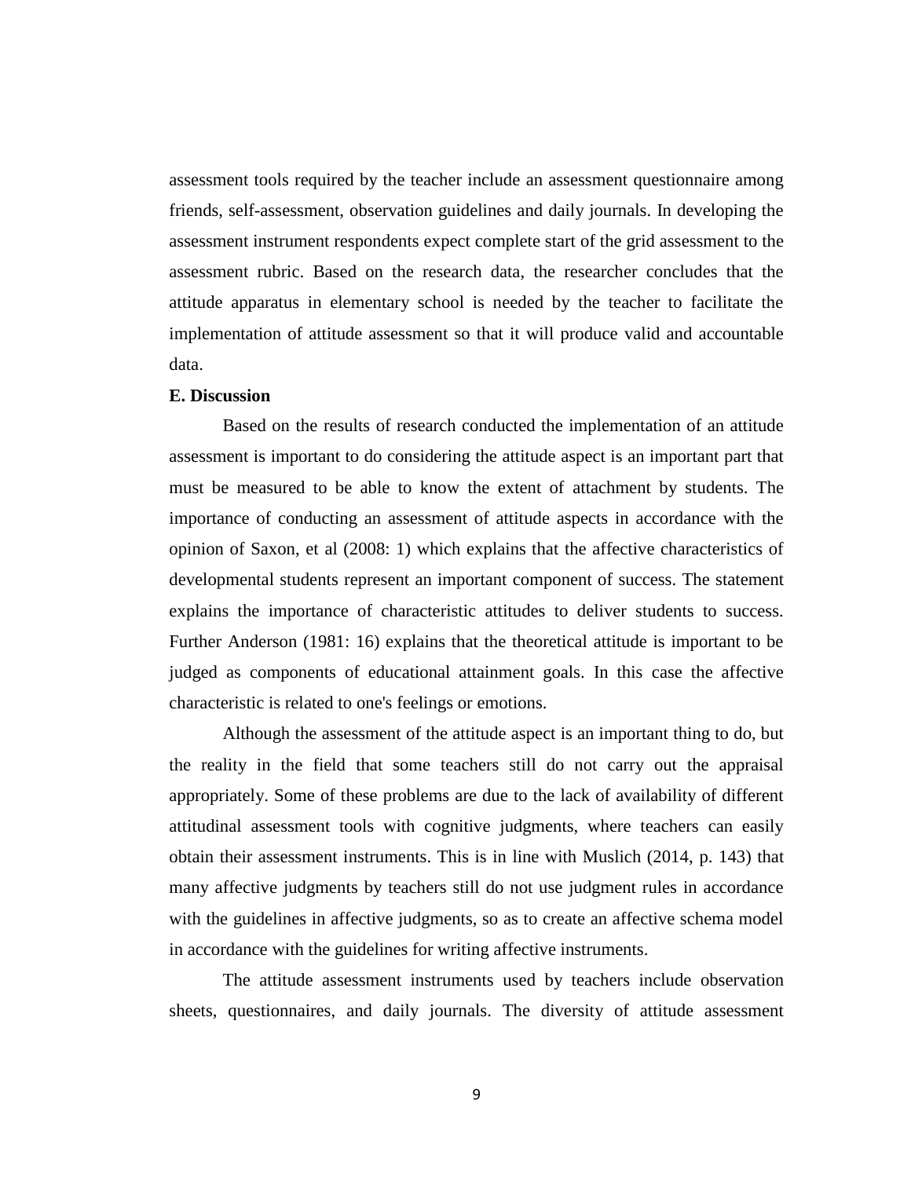assessment tools required by the teacher include an assessment questionnaire among friends, self-assessment, observation guidelines and daily journals. In developing the assessment instrument respondents expect complete start of the grid assessment to the assessment rubric. Based on the research data, the researcher concludes that the attitude apparatus in elementary school is needed by the teacher to facilitate the implementation of attitude assessment so that it will produce valid and accountable data.

**E. Discussion**

Based on the results of research conducted the implementation of an attitude assessment is important to do considering the attitude aspect is an important part that must be measured to be able to know the extent of attachment by students. The importance of conducting an assessment of attitude aspects in accordance with the opinion of Saxon, et al (2008: 1) which explains that the affective characteristics of developmental students represent an important component of success. The statement explains the importance of characteristic attitudes to deliver students to success. Further Anderson (1981: 16) explains that the theoretical attitude is important to be judged as components of educational attainment goals. In this case the affective characteristic is related to one's feelings or emotions.

Although the assessment of the attitude aspect is an important thing to do, but the reality in the field that some teachers still do not carry out the appraisal appropriately. Some of these problems are due to the lack of availability of different attitudinal assessment tools with cognitive judgments, where teachers can easily obtain their assessment instruments. This is in line with Muslich (2014, p. 143) that many affective judgments by teachers still do not use judgment rules in accordance with the guidelines in affective judgments, so as to create an affective schema model in accordance with the guidelines for writing affective instruments.

The attitude assessment instruments used by teachers include observation sheets, questionnaires, and daily journals. The diversity of attitude assessment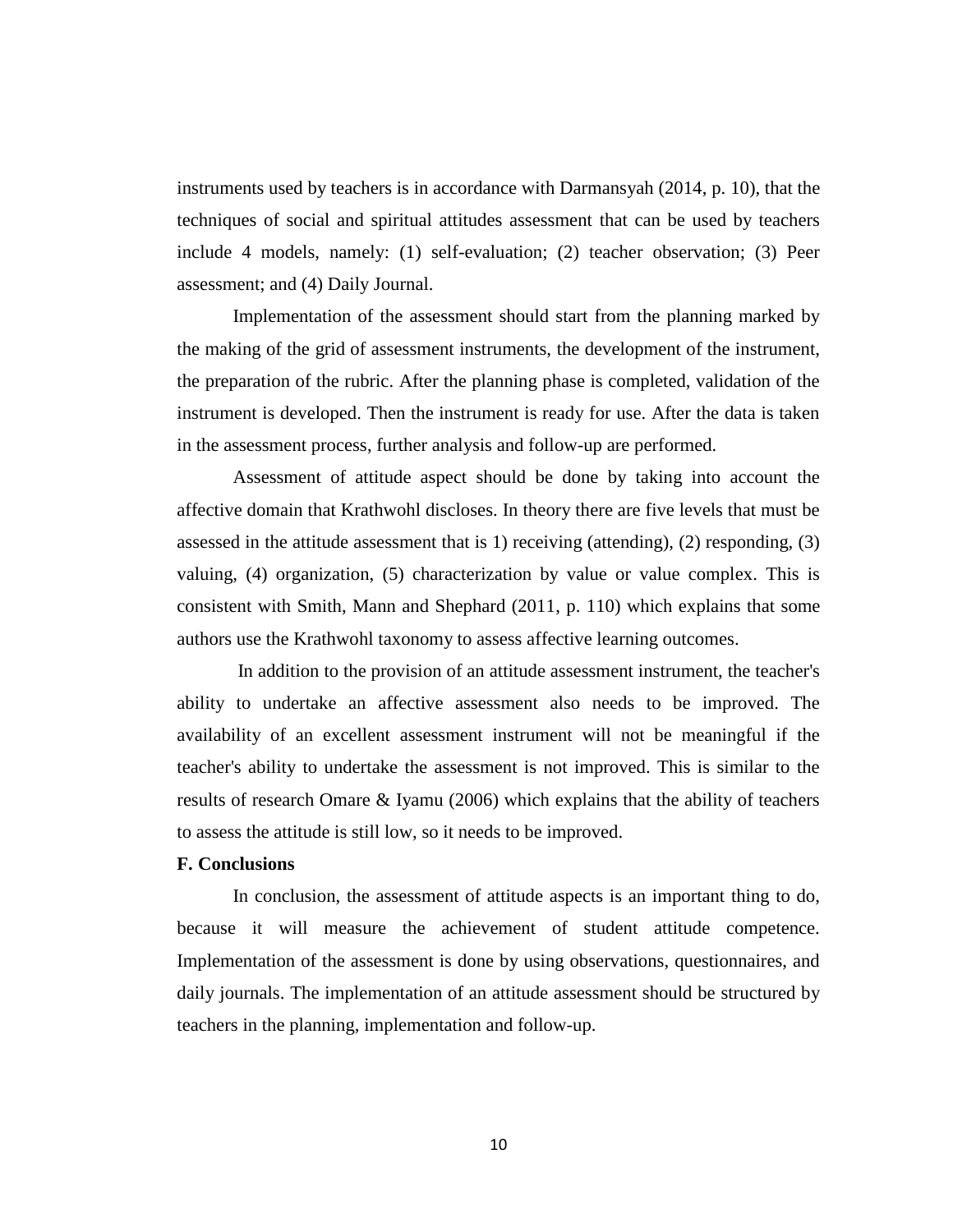instruments used by teachers is in accordance with Darmansyah (2014, p. 10), that the techniques of social and spiritual attitudes assessment that can be used by teachers include 4 models, namely: (1) self-evaluation; (2) teacher observation; (3) Peer assessment; and (4) Daily Journal.

Implementation of the assessment should start from the planning marked by the making of the grid of assessment instruments, the development of the instrument, the preparation of the rubric. After the planning phase is completed, validation of the instrument is developed. Then the instrument is ready for use. After the data is taken in the assessment process, further analysis and follow-up are performed.

Assessment of attitude aspect should be done by taking into account the affective domain that Krathwohl discloses. In theory there are five levels that must be assessed in the attitude assessment that is 1) receiving (attending), (2) responding, (3) valuing, (4) organization, (5) characterization by value or value complex. This is consistent with Smith, Mann and Shephard (2011, p. 110) which explains that some authors use the Krathwohl taxonomy to assess affective learning outcomes.

In addition to the provision of an attitude assessment instrument, the teacher's ability to undertake an affective assessment also needs to be improved. The availability of an excellent assessment instrument will not be meaningful if the teacher's ability to undertake the assessment is not improved. This is similar to the results of research Omare & Iyamu (2006) which explains that the ability of teachers to assess the attitude is still low, so it needs to be improved.

**F. Conclusions**

In conclusion, the assessment of attitude aspects is an important thing to do, because it will measure the achievement of student attitude competence. Implementation of the assessment is done by using observations, questionnaires, and daily journals. The implementation of an attitude assessment should be structured by teachers in the planning, implementation and follow-up.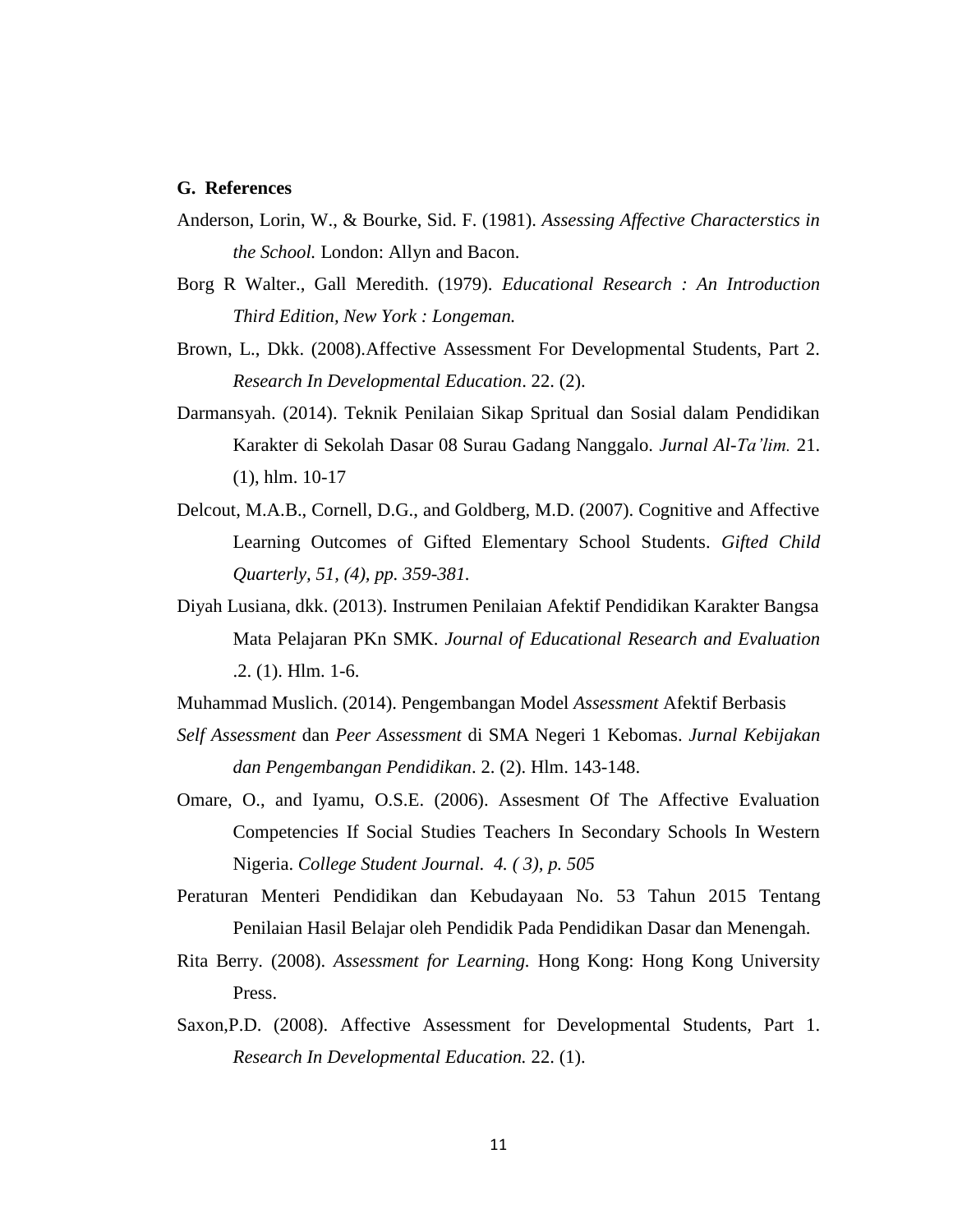## G. References

Anderson, Lorin, W., & Bourke, Sid. F. (1981). *Assessing Affective Characterstics in the School.* London: Allyn and Bacon.

Borg R Walter., Gall Meredith. (1979). *Educational Research : An Introduction Third Edition, New York : Longeman.*

Brown, L., Dkk. (2008).Affective Assessment For Developmental Students, Part 2. *Research In Developmental Education*. 22. (2).

Darmansyah. (2014). Teknik Penilaian Sikap Spritual dan Sosial dalam Pendidikan Karakter di Sekolah Dasar 08 Surau Gadang Nanggalo. *Jurnal Al-Ta'lim.* 21. (1), hlm. 10-17

Delcout, M.A.B., Cornell, D.G., and Goldberg, M.D. (2007). Cognitive and Affective Learning Outcomes of Gifted Elementary School Students. *Gifted Child Quarterly, 51, (4), pp. 359-381.*

Diyah Lusiana, dkk. (2013). Instrumen Penilaian Afektif Pendidikan Karakter Bangsa Mata Pelajaran PKn SMK. *Journal of Educational Research and Evaluation* .2. (1). Hlm. 1-6.

Muhammad Muslich. (2014). Pengembangan Model *Assessment* Afektif Berbasis *Self Assessment* dan *Peer Assessment* di SMA Negeri 1 Kebomas. *Jurnal Kebijakan dan Pengembangan Pendidikan*. 2. (2). Hlm. 143-148.

Omare, O., and Iyamu, O.S.E. (2006). Assesment Of The Affective Evaluation Competencies If Social Studies Teachers In Secondary Schools In Western Nigeria. *College Student Journal. 4. ( 3), p. 505*

Peraturan Menteri Pendidikan dan Kebudayaan No. 53 Tahun 2015 Tentang Penilaian Hasil Belajar oleh Pendidik Pada Pendidikan Dasar dan Menengah.

Rita Berry. (2008). *Assessment for Learning.* Hong Kong: Hong Kong University Press.

Saxon,P.D. (2008). Affective Assessment for Developmental Students, Part 1. *Research In Developmental Education.* 22. (1).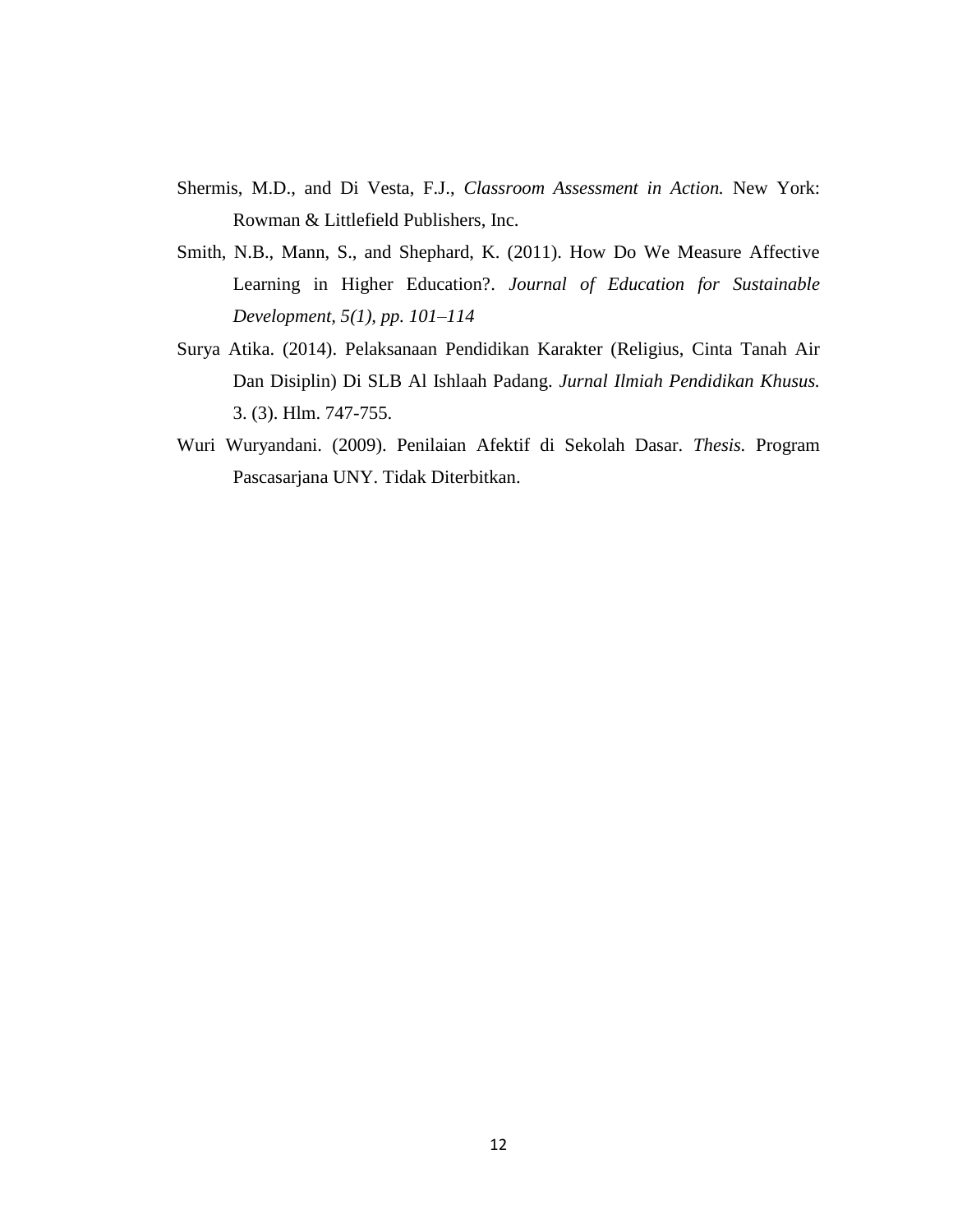Shermis, M.D., and Di Vesta, F.J., *Classroom Assessment in Action.* New York: Rowman & Littlefield Publishers, Inc.

Smith, N.B., Mann, S., and Shephard, K. (2011). How Do We Measure Affective Learning in Higher Education?. *Journal of Education for Sustainable Development, 5(1), pp. 101–114*

Surya Atika. (2014). Pelaksanaan Pendidikan Karakter (Religius, Cinta Tanah Air Dan Disiplin) Di SLB Al Ishlaah Padang. *Jurnal Ilmiah Pendidikan Khusus.* 3. (3). Hlm. 747-755.

Wuri Wuryandani. (2009). Penilaian Afektif di Sekolah Dasar. *Thesis.* Program Pascasarjana UNY. Tidak Diterbitkan.